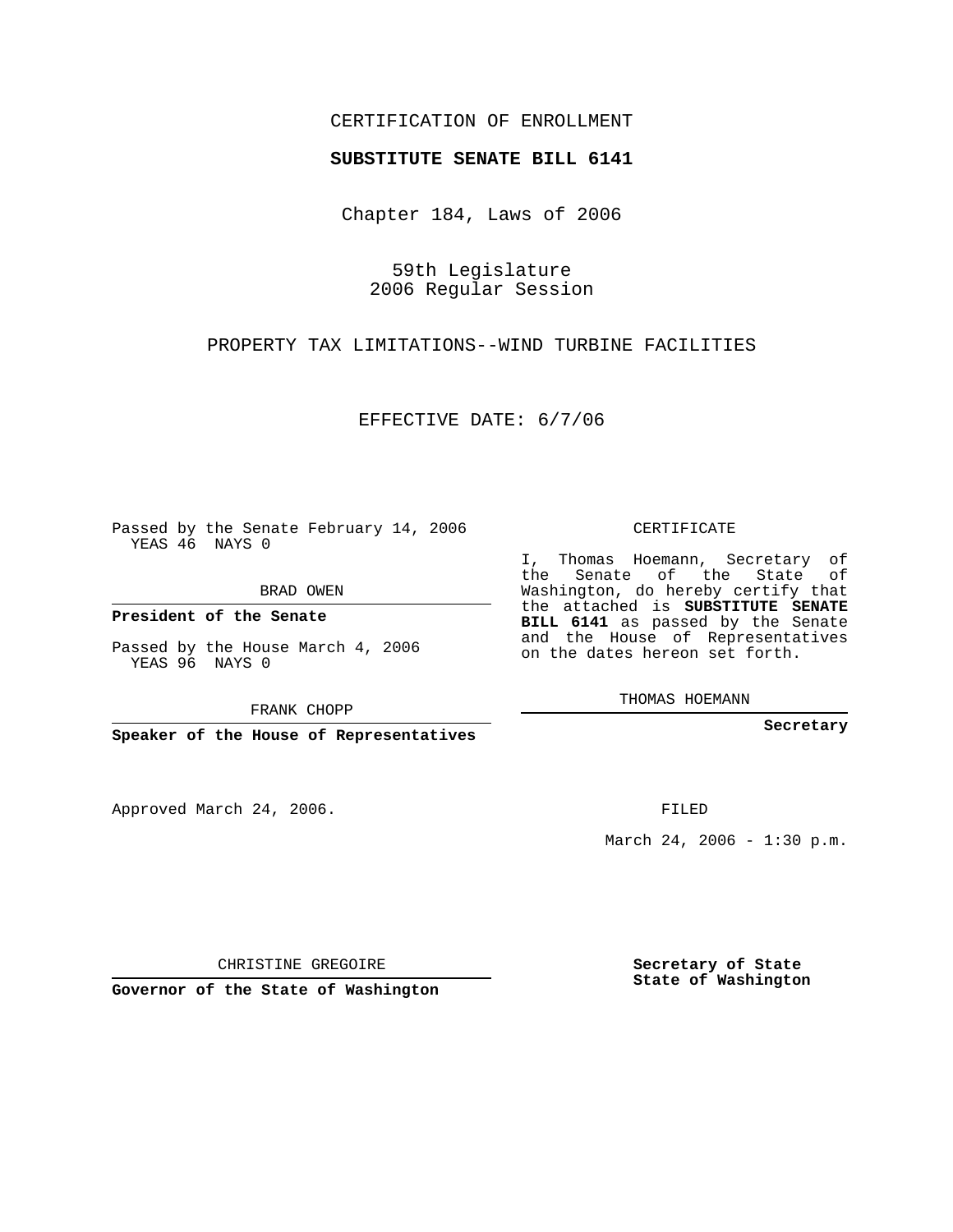CERTIFICATION OF ENROLLMENT

**SUBSTITUTE SENATE BILL 6141**

Chapter 184, Laws of 2006

59th Legislature
2006 Regular Session

PROPERTY TAX LIMITATIONS--WIND TURBINE FACILITIES

EFFECTIVE DATE: 6/7/06

Passed by the Senate February 14, 2006
YEAS 46 NAYS 0

BRAD OWEN

**President of the Senate**

Passed by the House March 4, 2006
YEAS 96 NAYS 0

FRANK CHOPP

**Speaker of the House of Representatives**

CERTIFICATE

I, Thomas Hoemann, Secretary of the Senate of the State of Washington, do hereby certify that the attached is **SUBSTITUTE SENATE BILL 6141** as passed by the Senate and the House of Representatives on the dates hereon set forth.

THOMAS HOEMANN

**Secretary**

Approved March 24, 2006.

FILED

March 24, 2006 - 1:30 p.m.

CHRISTINE GREGOIRE

**Governor of the State of Washington**

**Secretary of State**
**State of Washington**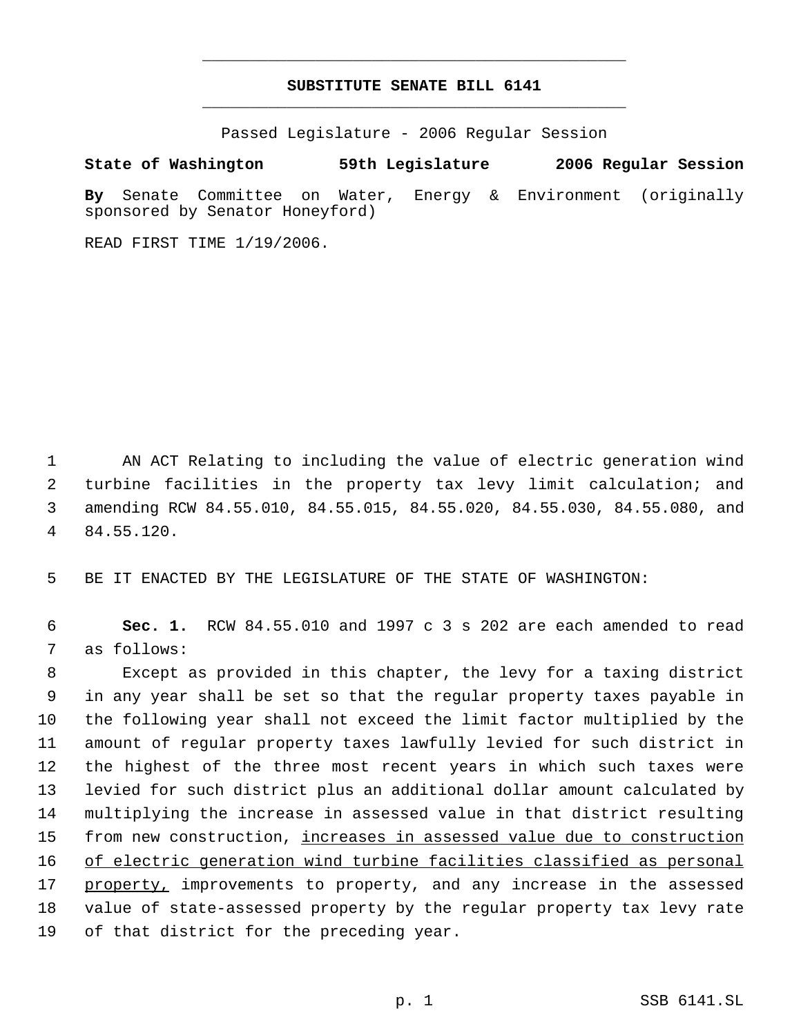# SUBSTITUTE SENATE BILL 6141

Passed Legislature - 2006 Regular Session

**State of Washington 59th Legislature 2006 Regular Session**

**By** Senate Committee on Water, Energy & Environment (originally sponsored by Senator Honeyford)

READ FIRST TIME 1/19/2006.

AN ACT Relating to including the value of electric generation wind turbine facilities in the property tax levy limit calculation; and amending RCW 84.55.010, 84.55.015, 84.55.020, 84.55.030, 84.55.080, and 84.55.120.

BE IT ENACTED BY THE LEGISLATURE OF THE STATE OF WASHINGTON:

**Sec. 1.** RCW 84.55.010 and 1997 c 3 s 202 are each amended to read as follows:

Except as provided in this chapter, the levy for a taxing district in any year shall be set so that the regular property taxes payable in the following year shall not exceed the limit factor multiplied by the amount of regular property taxes lawfully levied for such district in the highest of the three most recent years in which such taxes were levied for such district plus an additional dollar amount calculated by multiplying the increase in assessed value in that district resulting from new construction, <u>increases in assessed value due to construction of electric generation wind turbine facilities classified as personal property,</u> improvements to property, and any increase in the assessed value of state-assessed property by the regular property tax levy rate of that district for the preceding year.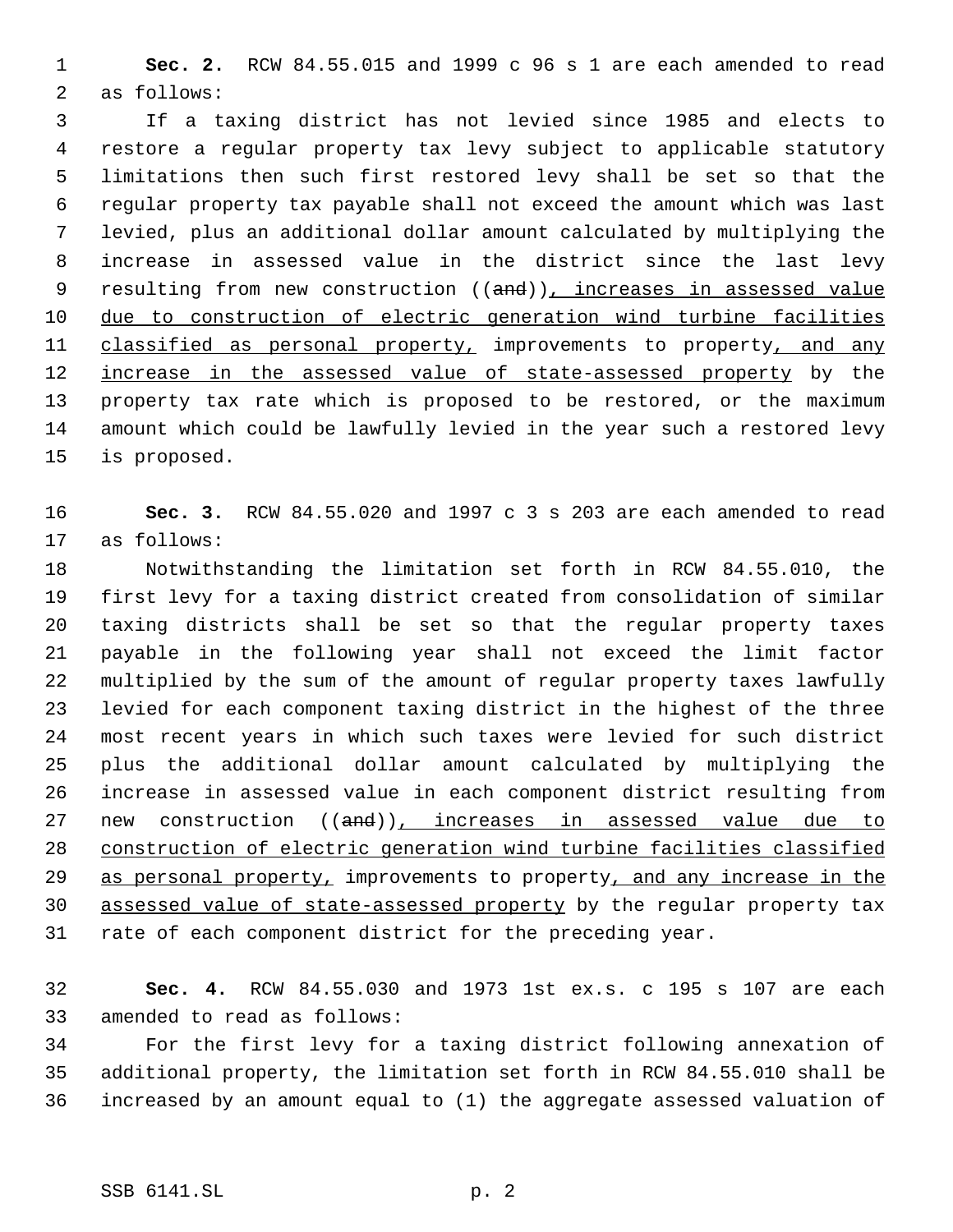**Sec. 2.** RCW 84.55.015 and 1999 c 96 s 1 are each amended to read as follows:

If a taxing district has not levied since 1985 and elects to restore a regular property tax levy subject to applicable statutory limitations then such first restored levy shall be set so that the regular property tax payable shall not exceed the amount which was last levied, plus an additional dollar amount calculated by multiplying the increase in assessed value in the district since the last levy resulting from new construction ((~~and~~))<u>, increases in assessed value due to construction of electric generation wind turbine facilities classified as personal property,</u> improvements to property<u>, and any increase in the assessed value of state-assessed property</u> by the property tax rate which is proposed to be restored, or the maximum amount which could be lawfully levied in the year such a restored levy is proposed.

**Sec. 3.** RCW 84.55.020 and 1997 c 3 s 203 are each amended to read as follows:

Notwithstanding the limitation set forth in RCW 84.55.010, the first levy for a taxing district created from consolidation of similar taxing districts shall be set so that the regular property taxes payable in the following year shall not exceed the limit factor multiplied by the sum of the amount of regular property taxes lawfully levied for each component taxing district in the highest of the three most recent years in which such taxes were levied for such district plus the additional dollar amount calculated by multiplying the increase in assessed value in each component district resulting from new construction ((~~and~~))<u>, increases in assessed value due to construction of electric generation wind turbine facilities classified as personal property,</u> improvements to property<u>, and any increase in the assessed value of state-assessed property</u> by the regular property tax rate of each component district for the preceding year.

**Sec. 4.** RCW 84.55.030 and 1973 1st ex.s. c 195 s 107 are each amended to read as follows:

For the first levy for a taxing district following annexation of additional property, the limitation set forth in RCW 84.55.010 shall be increased by an amount equal to (1) the aggregate assessed valuation of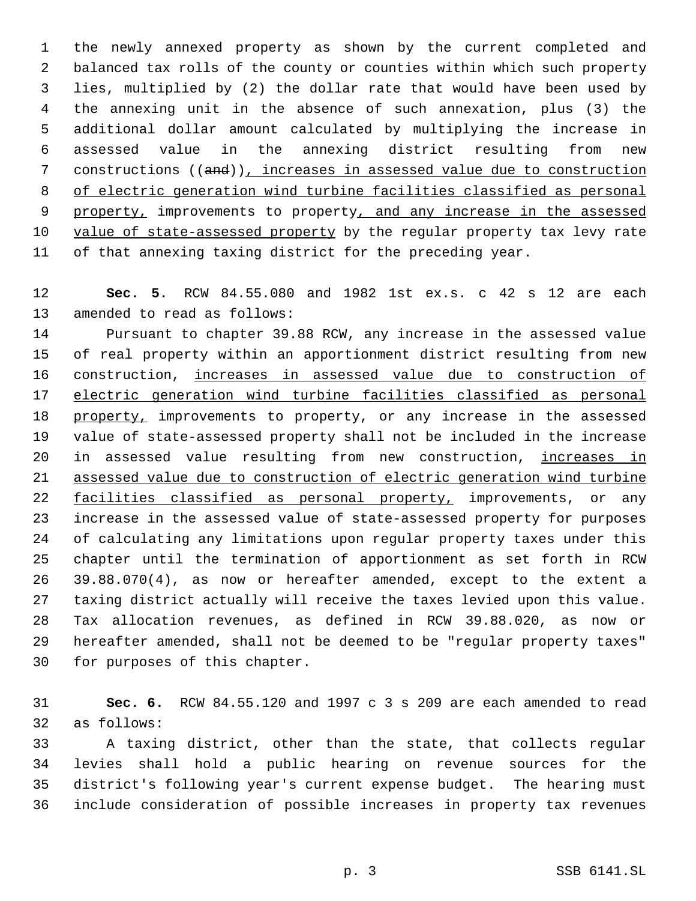the newly annexed property as shown by the current completed and balanced tax rolls of the county or counties within which such property lies, multiplied by (2) the dollar rate that would have been used by the annexing unit in the absence of such annexation, plus (3) the additional dollar amount calculated by multiplying the increase in assessed value in the annexing district resulting from new constructions ((~~and~~)), increases in assessed value due to construction of electric generation wind turbine facilities classified as personal property, improvements to property, and any increase in the assessed value of state-assessed property by the regular property tax levy rate of that annexing taxing district for the preceding year.

**Sec. 5.** RCW 84.55.080 and 1982 1st ex.s. c 42 s 12 are each amended to read as follows:

Pursuant to chapter 39.88 RCW, any increase in the assessed value of real property within an apportionment district resulting from new construction, increases in assessed value due to construction of electric generation wind turbine facilities classified as personal property, improvements to property, or any increase in the assessed value of state-assessed property shall not be included in the increase in assessed value resulting from new construction, increases in assessed value due to construction of electric generation wind turbine facilities classified as personal property, improvements, or any increase in the assessed value of state-assessed property for purposes of calculating any limitations upon regular property taxes under this chapter until the termination of apportionment as set forth in RCW 39.88.070(4), as now or hereafter amended, except to the extent a taxing district actually will receive the taxes levied upon this value. Tax allocation revenues, as defined in RCW 39.88.020, as now or hereafter amended, shall not be deemed to be "regular property taxes" for purposes of this chapter.

**Sec. 6.** RCW 84.55.120 and 1997 c 3 s 209 are each amended to read as follows:

A taxing district, other than the state, that collects regular levies shall hold a public hearing on revenue sources for the district's following year's current expense budget. The hearing must include consideration of possible increases in property tax revenues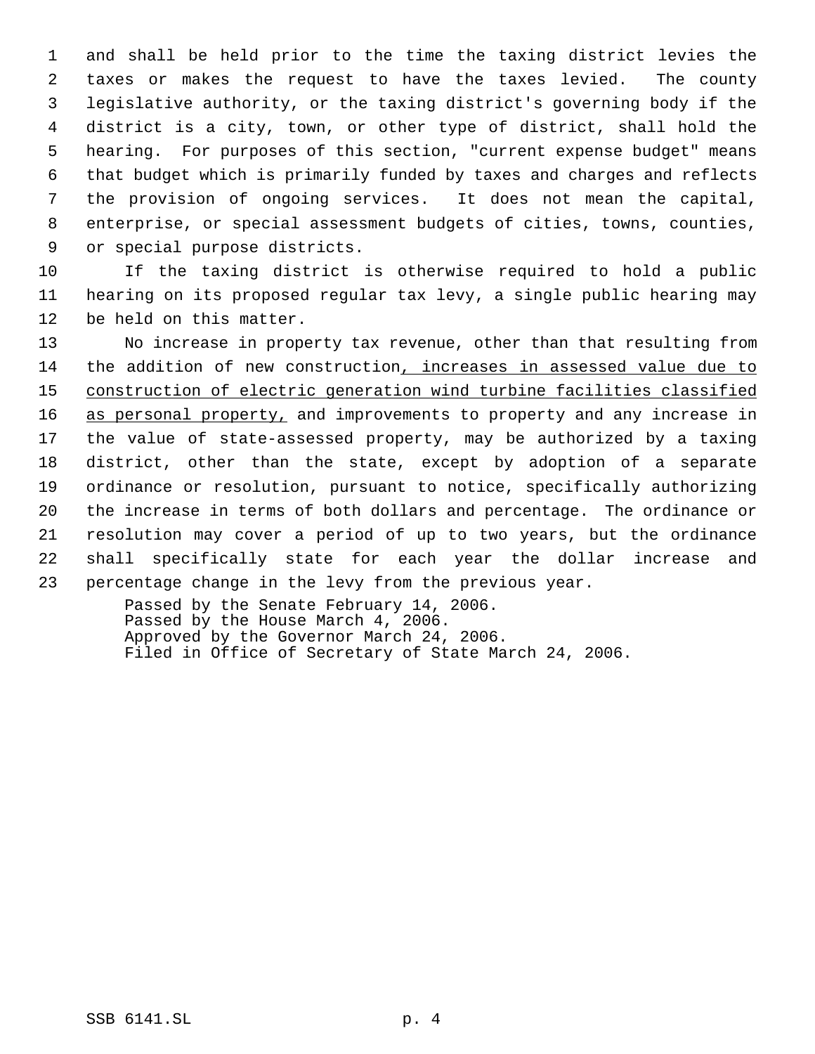and shall be held prior to the time the taxing district levies the taxes or makes the request to have the taxes levied. The county legislative authority, or the taxing district's governing body if the district is a city, town, or other type of district, shall hold the hearing. For purposes of this section, "current expense budget" means that budget which is primarily funded by taxes and charges and reflects the provision of ongoing services. It does not mean the capital, enterprise, or special assessment budgets of cities, towns, counties, or special purpose districts.

If the taxing district is otherwise required to hold a public hearing on its proposed regular tax levy, a single public hearing may be held on this matter.

No increase in property tax revenue, other than that resulting from the addition of new construction<u>, increases in assessed value due to construction of electric generation wind turbine facilities classified as personal property,</u> and improvements to property and any increase in the value of state-assessed property, may be authorized by a taxing district, other than the state, except by adoption of a separate ordinance or resolution, pursuant to notice, specifically authorizing the increase in terms of both dollars and percentage. The ordinance or resolution may cover a period of up to two years, but the ordinance shall specifically state for each year the dollar increase and percentage change in the levy from the previous year.

Passed by the Senate February 14, 2006.
Passed by the House March 4, 2006.
Approved by the Governor March 24, 2006.
Filed in Office of Secretary of State March 24, 2006.